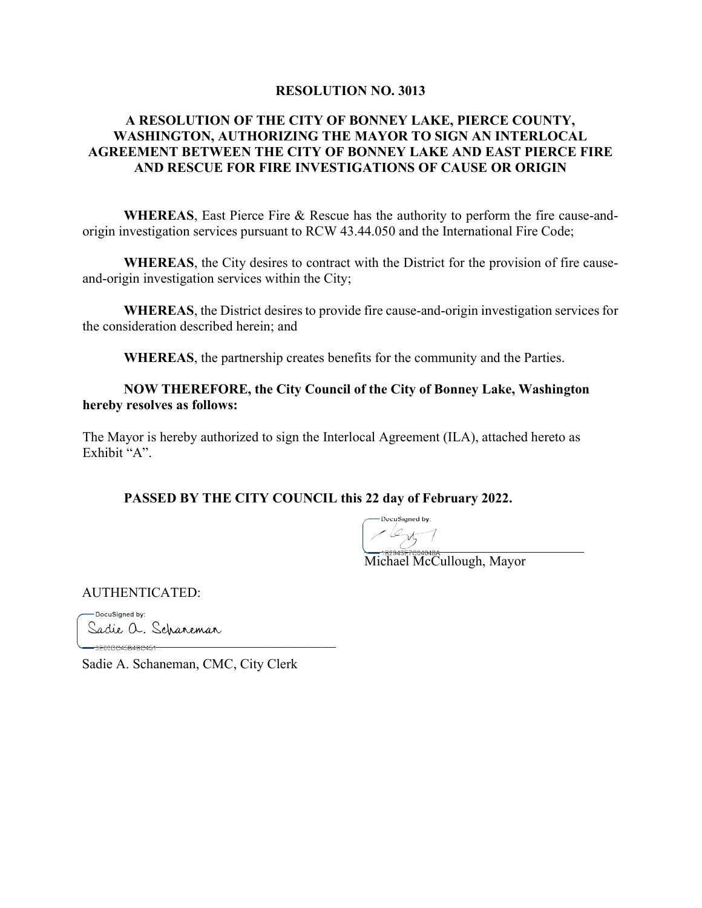**RESOLUTION NO. 3013**

**A RESOLUTION OF THE CITY OF BONNEY LAKE, PIERCE COUNTY, WASHINGTON, AUTHORIZING THE MAYOR TO SIGN AN INTERLOCAL AGREEMENT BETWEEN THE CITY OF BONNEY LAKE AND EAST PIERCE FIRE AND RESCUE FOR FIRE INVESTIGATIONS OF CAUSE OR ORIGIN**

**WHEREAS**, East Pierce Fire & Rescue has the authority to perform the fire cause-and-origin investigation services pursuant to RCW 43.44.050 and the International Fire Code;

**WHEREAS**, the City desires to contract with the District for the provision of fire cause-and-origin investigation services within the City;

**WHEREAS**, the District desires to provide fire cause-and-origin investigation services for the consideration described herein; and

**WHEREAS**, the partnership creates benefits for the community and the Parties.

**NOW THEREFORE, the City Council of the City of Bonney Lake, Washington hereby resolves as follows:**

The Mayor is hereby authorized to sign the Interlocal Agreement (ILA), attached hereto as Exhibit "A".

**PASSED BY THE CITY COUNCIL this 22 day of February 2022.**

DocuSigned by:

Michael McCullough, Mayor

AUTHENTICATED:

DocuSigned by:

Sadie A. Schaneman

Sadie A. Schaneman, CMC, City Clerk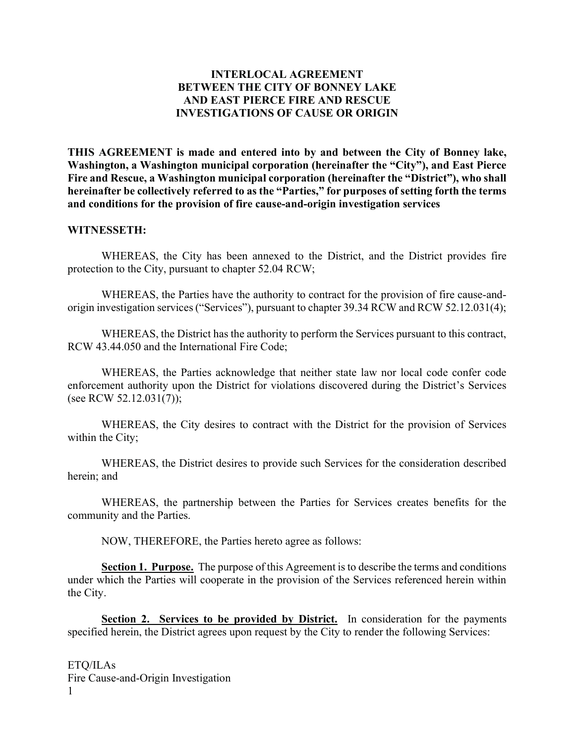# INTERLOCAL AGREEMENT
# BETWEEN THE CITY OF BONNEY LAKE
# AND EAST PIERCE FIRE AND RESCUE
# INVESTIGATIONS OF CAUSE OR ORIGIN

**THIS AGREEMENT is made and entered into by and between the City of Bonney lake, Washington, a Washington municipal corporation (hereinafter the "City"), and East Pierce Fire and Rescue, a Washington municipal corporation (hereinafter the "District"), who shall hereinafter be collectively referred to as the "Parties," for purposes of setting forth the terms and conditions for the provision of fire cause-and-origin investigation services**

**WITNESSETH:**

WHEREAS, the City has been annexed to the District, and the District provides fire protection to the City, pursuant to chapter 52.04 RCW;

WHEREAS, the Parties have the authority to contract for the provision of fire cause-and-origin investigation services ("Services"), pursuant to chapter 39.34 RCW and RCW 52.12.031(4);

WHEREAS, the District has the authority to perform the Services pursuant to this contract, RCW 43.44.050 and the International Fire Code;

WHEREAS, the Parties acknowledge that neither state law nor local code confer code enforcement authority upon the District for violations discovered during the District's Services (see RCW 52.12.031(7));

WHEREAS, the City desires to contract with the District for the provision of Services within the City;

WHEREAS, the District desires to provide such Services for the consideration described herein; and

WHEREAS, the partnership between the Parties for Services creates benefits for the community and the Parties.

NOW, THEREFORE, the Parties hereto agree as follows:

**Section 1. Purpose.** The purpose of this Agreement is to describe the terms and conditions under which the Parties will cooperate in the provision of the Services referenced herein within the City.

**Section 2. Services to be provided by District.** In consideration for the payments specified herein, the District agrees upon request by the City to render the following Services: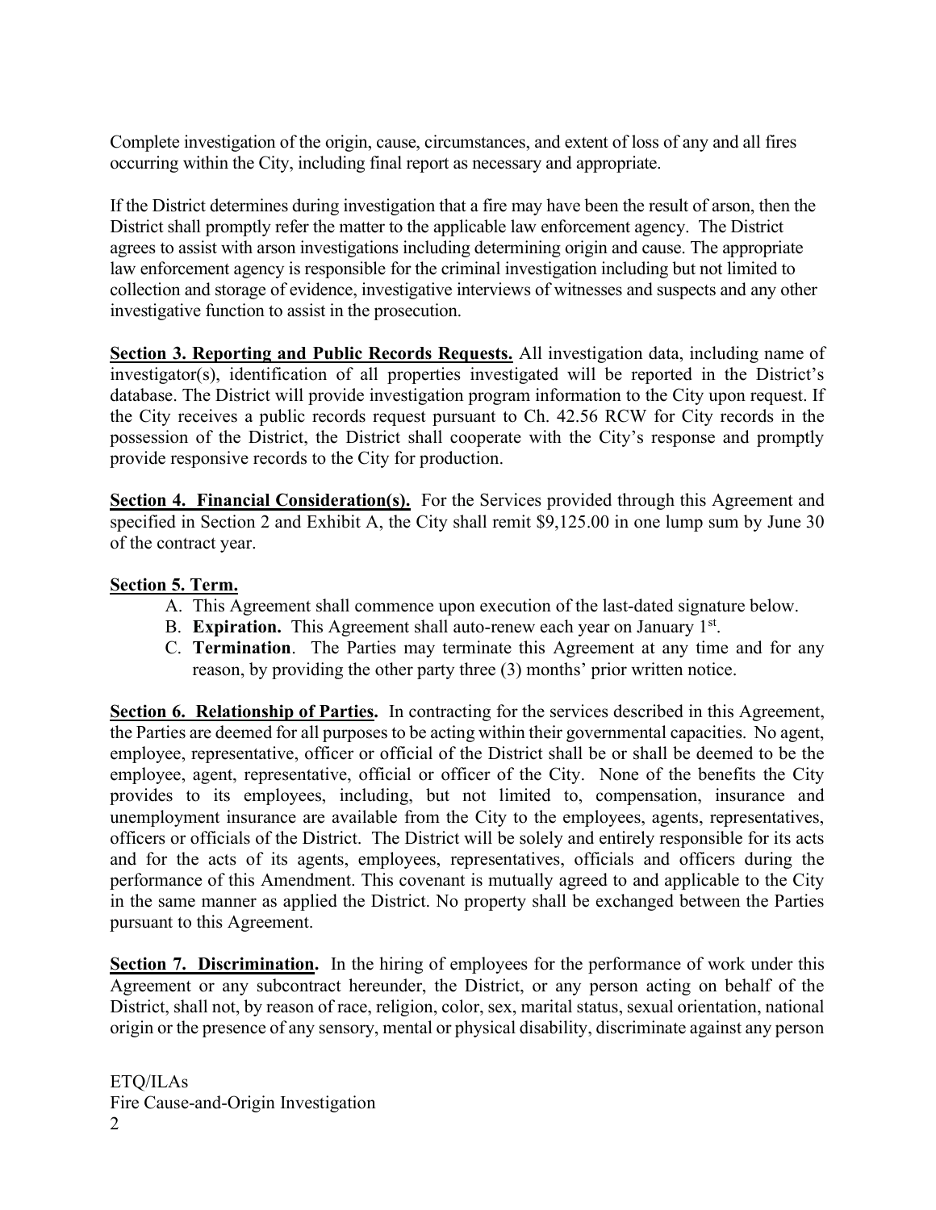Complete investigation of the origin, cause, circumstances, and extent of loss of any and all fires occurring within the City, including final report as necessary and appropriate.

If the District determines during investigation that a fire may have been the result of arson, then the District shall promptly refer the matter to the applicable law enforcement agency. The District agrees to assist with arson investigations including determining origin and cause. The appropriate law enforcement agency is responsible for the criminal investigation including but not limited to collection and storage of evidence, investigative interviews of witnesses and suspects and any other investigative function to assist in the prosecution.

**Section 3. Reporting and Public Records Requests.** All investigation data, including name of investigator(s), identification of all properties investigated will be reported in the District's database. The District will provide investigation program information to the City upon request. If the City receives a public records request pursuant to Ch. 42.56 RCW for City records in the possession of the District, the District shall cooperate with the City's response and promptly provide responsive records to the City for production.

**Section 4. Financial Consideration(s).** For the Services provided through this Agreement and specified in Section 2 and Exhibit A, the City shall remit $9,125.00 in one lump sum by June 30 of the contract year.

**Section 5. Term.**

A. This Agreement shall commence upon execution of the last-dated signature below.

B. **Expiration.** This Agreement shall auto-renew each year on January 1st.

C. **Termination**. The Parties may terminate this Agreement at any time and for any reason, by providing the other party three (3) months' prior written notice.

**Section 6. Relationship of Parties.** In contracting for the services described in this Agreement, the Parties are deemed for all purposes to be acting within their governmental capacities. No agent, employee, representative, officer or official of the District shall be or shall be deemed to be the employee, agent, representative, official or officer of the City. None of the benefits the City provides to its employees, including, but not limited to, compensation, insurance and unemployment insurance are available from the City to the employees, agents, representatives, officers or officials of the District. The District will be solely and entirely responsible for its acts and for the acts of its agents, employees, representatives, officials and officers during the performance of this Amendment. This covenant is mutually agreed to and applicable to the City in the same manner as applied the District. No property shall be exchanged between the Parties pursuant to this Agreement.

**Section 7. Discrimination.** In the hiring of employees for the performance of work under this Agreement or any subcontract hereunder, the District, or any person acting on behalf of the District, shall not, by reason of race, religion, color, sex, marital status, sexual orientation, national origin or the presence of any sensory, mental or physical disability, discriminate against any person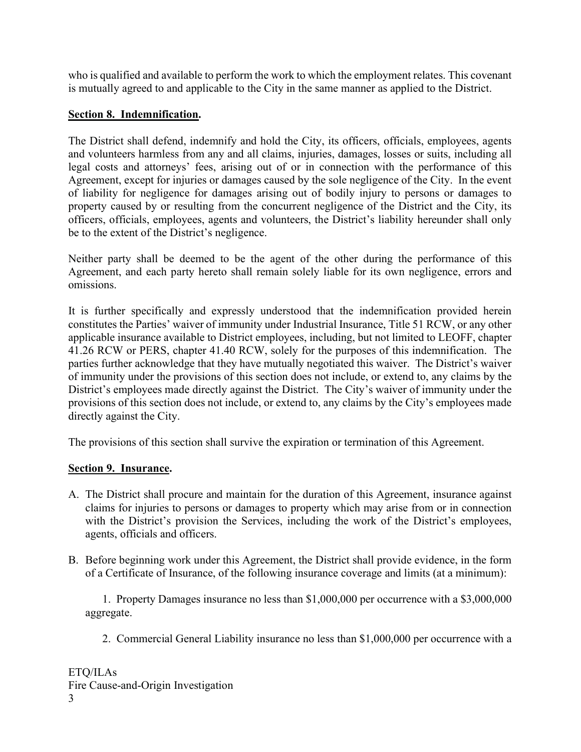who is qualified and available to perform the work to which the employment relates. This covenant is mutually agreed to and applicable to the City in the same manner as applied to the District.

**Section 8. Indemnification.**

The District shall defend, indemnify and hold the City, its officers, officials, employees, agents and volunteers harmless from any and all claims, injuries, damages, losses or suits, including all legal costs and attorneys' fees, arising out of or in connection with the performance of this Agreement, except for injuries or damages caused by the sole negligence of the City. In the event of liability for negligence for damages arising out of bodily injury to persons or damages to property caused by or resulting from the concurrent negligence of the District and the City, its officers, officials, employees, agents and volunteers, the District's liability hereunder shall only be to the extent of the District's negligence.

Neither party shall be deemed to be the agent of the other during the performance of this Agreement, and each party hereto shall remain solely liable for its own negligence, errors and omissions.

It is further specifically and expressly understood that the indemnification provided herein constitutes the Parties' waiver of immunity under Industrial Insurance, Title 51 RCW, or any other applicable insurance available to District employees, including, but not limited to LEOFF, chapter 41.26 RCW or PERS, chapter 41.40 RCW, solely for the purposes of this indemnification. The parties further acknowledge that they have mutually negotiated this waiver. The District's waiver of immunity under the provisions of this section does not include, or extend to, any claims by the District's employees made directly against the District. The City's waiver of immunity under the provisions of this section does not include, or extend to, any claims by the City's employees made directly against the City.

The provisions of this section shall survive the expiration or termination of this Agreement.

**Section 9. Insurance.**

A. The District shall procure and maintain for the duration of this Agreement, insurance against claims for injuries to persons or damages to property which may arise from or in connection with the District's provision the Services, including the work of the District's employees, agents, officials and officers.

B. Before beginning work under this Agreement, the District shall provide evidence, in the form of a Certificate of Insurance, of the following insurance coverage and limits (at a minimum):

1. Property Damages insurance no less than $1,000,000 per occurrence with a $3,000,000 aggregate.

2. Commercial General Liability insurance no less than $1,000,000 per occurrence with a

ETQ/ILAs
Fire Cause-and-Origin Investigation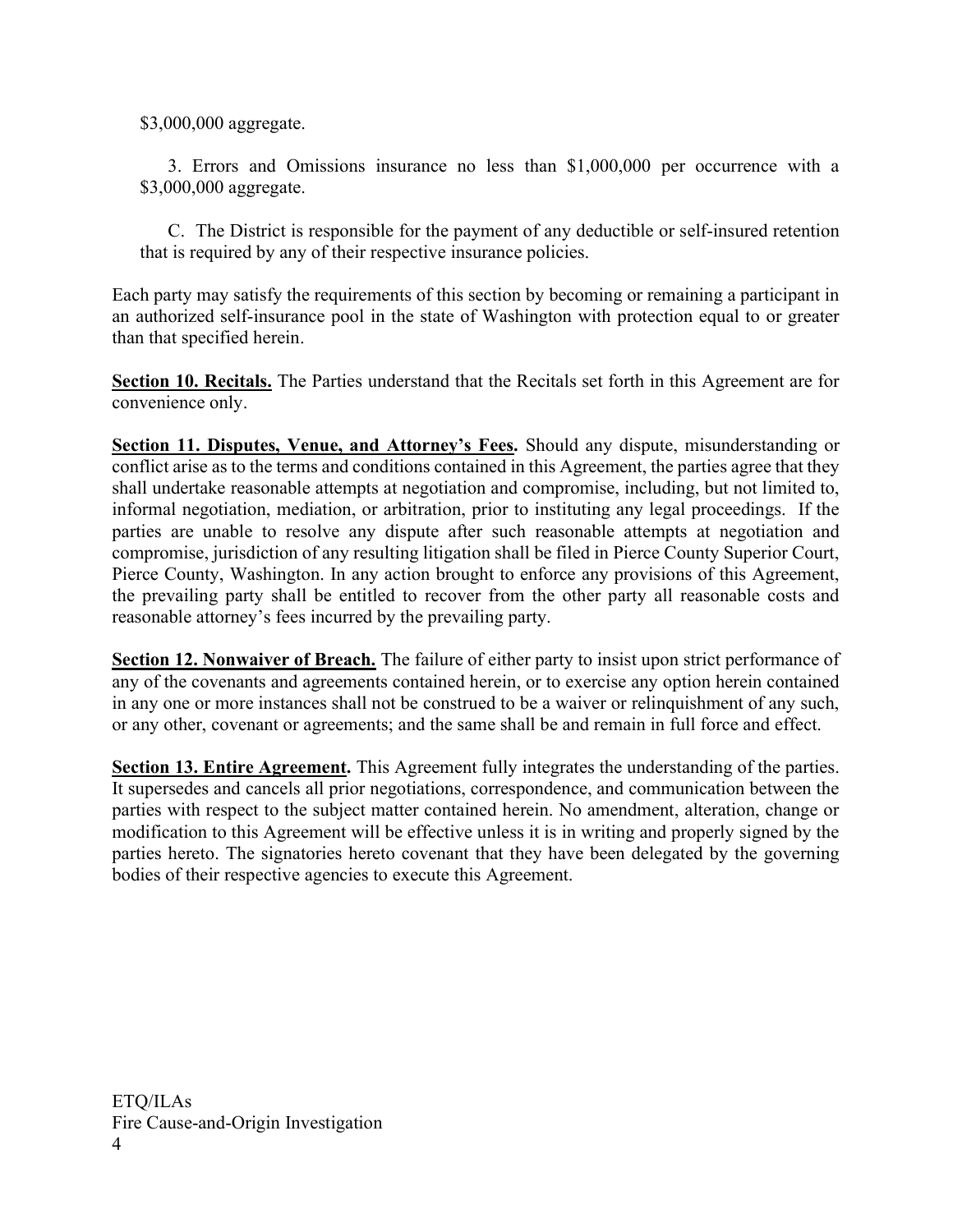$3,000,000 aggregate.

3. Errors and Omissions insurance no less than $1,000,000 per occurrence with a $3,000,000 aggregate.

C. The District is responsible for the payment of any deductible or self-insured retention that is required by any of their respective insurance policies.

Each party may satisfy the requirements of this section by becoming or remaining a participant in an authorized self-insurance pool in the state of Washington with protection equal to or greater than that specified herein.

**Section 10. Recitals.** The Parties understand that the Recitals set forth in this Agreement are for convenience only.

**Section 11. Disputes, Venue, and Attorney's Fees.** Should any dispute, misunderstanding or conflict arise as to the terms and conditions contained in this Agreement, the parties agree that they shall undertake reasonable attempts at negotiation and compromise, including, but not limited to, informal negotiation, mediation, or arbitration, prior to instituting any legal proceedings. If the parties are unable to resolve any dispute after such reasonable attempts at negotiation and compromise, jurisdiction of any resulting litigation shall be filed in Pierce County Superior Court, Pierce County, Washington. In any action brought to enforce any provisions of this Agreement, the prevailing party shall be entitled to recover from the other party all reasonable costs and reasonable attorney's fees incurred by the prevailing party.

**Section 12. Nonwaiver of Breach.** The failure of either party to insist upon strict performance of any of the covenants and agreements contained herein, or to exercise any option herein contained in any one or more instances shall not be construed to be a waiver or relinquishment of any such, or any other, covenant or agreements; and the same shall be and remain in full force and effect.

**Section 13. Entire Agreement.** This Agreement fully integrates the understanding of the parties. It supersedes and cancels all prior negotiations, correspondence, and communication between the parties with respect to the subject matter contained herein. No amendment, alteration, change or modification to this Agreement will be effective unless it is in writing and properly signed by the parties hereto. The signatories hereto covenant that they have been delegated by the governing bodies of their respective agencies to execute this Agreement.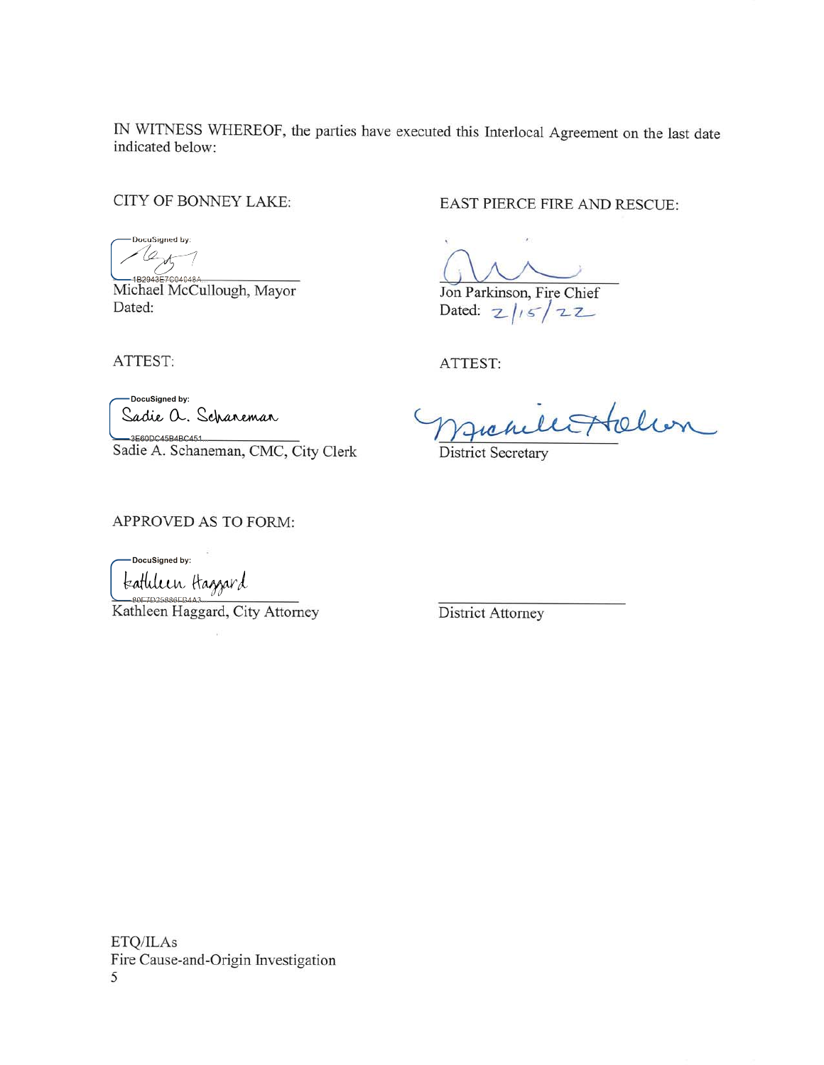IN WITNESS WHEREOF, the parties have executed this Interlocal Agreement on the last date indicated below:

CITY OF BONNEY LAKE:

DocuSigned by:

1B2943E7C04048A...

Michael McCullough, Mayor

Dated:

ATTEST:

DocuSigned by:

Sadie A. Schaneman

3E60DC45B4BC451...

Sadie A. Schaneman, CMC, City Clerk

APPROVED AS TO FORM:

DocuSigned by:

Kathleen Haggard

80F7D25886EB4A3...

Kathleen Haggard, City Attorney

EAST PIERCE FIRE AND RESCUE:

Jon Parkinson, Fire Chief

Dated: 2/15/22

ATTEST:

Michelle Holton

District Secretary

District Attorney

ETQ/ILAs
Fire Cause-and-Origin Investigation